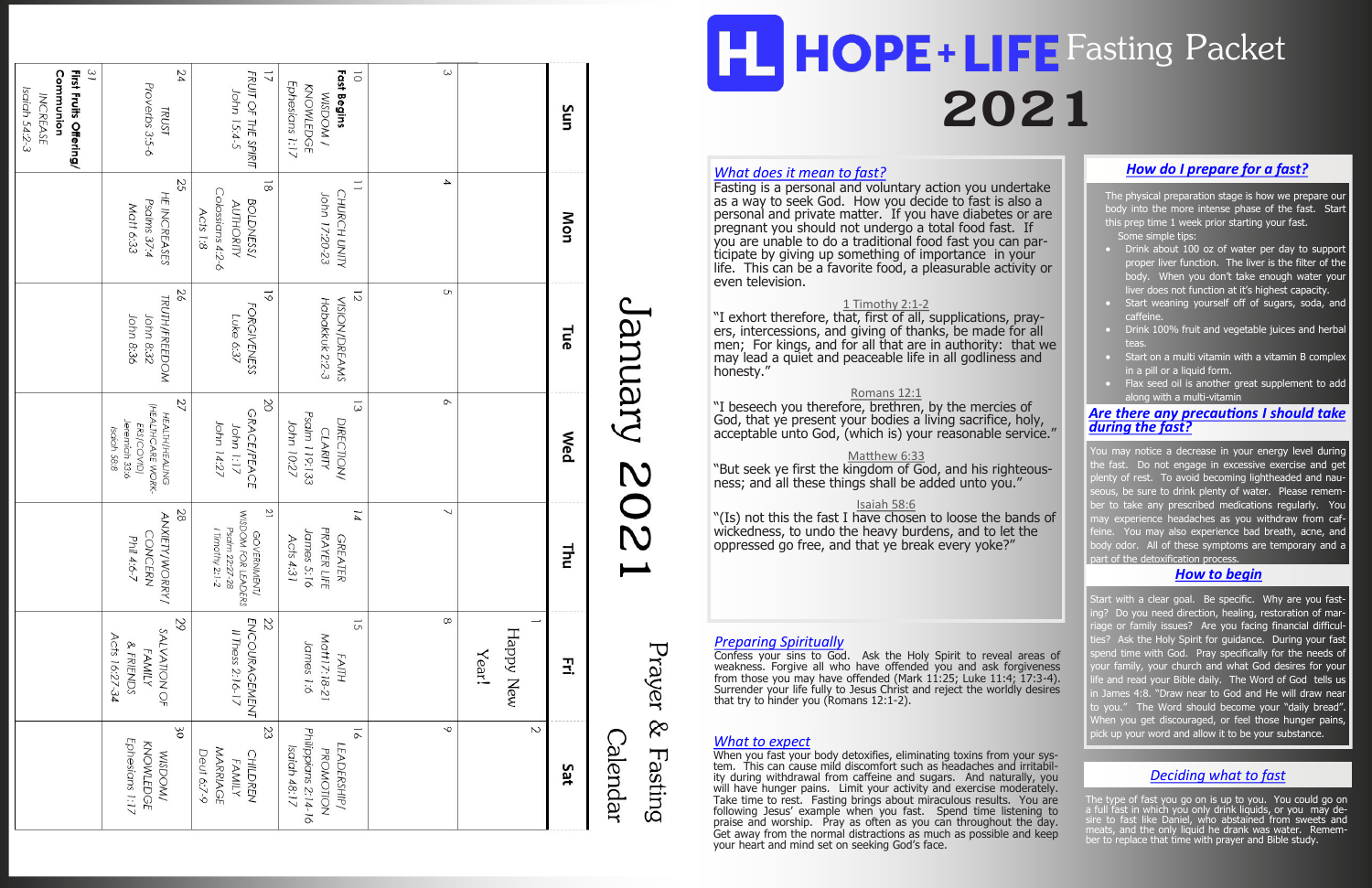# HOPE + LIFE Fasting Packet 2021

## January 2021 Prayer & Fasting Calendar

| Sun | Mon | Tue | Wed | Thu | Fri | Sat |
|---|---|---|---|---|---|---|
| | | | | | 1 Happy New Year! | 2 |
| 3 | 4 | 5 | 6 | 7 | 8 | 9 |
| 10 **Fast Begins** WISDOM / KNOWLEDGE Ephesians 1:17 | 11 CHURCH UNITY John 17:20-23 | 12 VISION/DREAMS Habakkuk 2:2-3 | 13 DIRECTION/ CLARITY Psalm 119:133 John 10:27 | 14 GREATER PRAYER LIFE James 5:16 Acts 4:31 | 15 FAITH Matt 17:18-21 James 1:6 | 16 LEADERSHIP/ PROMOTION Philippians 2:14-16 Isaiah 48:17 |
| 17 FRUIT OF THE SPIRIT John 15:4-5 | 18 BOLDNESS/ AUTHORITY Colossians 4:2-6 Acts 1:8 | 19 FORGIVENESS Luke 6:37 | 20 GRACE/PEACE John 1:17 John 14:27 | 21 GOVERNMENT/ WISDOM FOR LEADERS Psalm 22:27-28 I Timothy 2:1-2 | 22 ENCOURAGEMENT II Thess 2:16-17 | 23 CHILDREN FAMILY MARRIAGE Deut 6:7-9 |
| 24 TRUST Proverbs 3:5-6 | 25 HE INCREASES Psalms 37:4 Matt 6:33 | 26 TRUTH/FREEDOM John 8:32 John 8:36 | 27 HEALTH/HEALING (HEALTHCARE WORKERS/COVID) Jeremiah 33:6 Isaiah 58:8 | 28 ANXIETY/WORRY/ CONCERN Phil 4:6-7 | 29 SALVATION OF FAMILY & FRIENDS Acts 16:27-34 | 30 WISDOM/ KNOWLEDGE Ephesians 1:17 |
| 31 **First Fruits Offering/ Communion** INCREASE Isaiah 54:2-3 | | | | | | |

## What does it mean to fast?

Fasting is a personal and voluntary action you undertake as a way to seek God. How you decide to fast is also a personal and private matter. If you have diabetes or are pregnant you should not undergo a total food fast. If you are unable to do a traditional food fast you can participate by giving up something of importance in your life. This can be a favorite food, a pleasurable activity or even television.

1 Timothy 2:1-2
"I exhort therefore, that, first of all, supplications, prayers, intercessions, and giving of thanks, be made for all men; For kings, and for all that are in authority: that we may lead a quiet and peaceable life in all godliness and honesty."

Romans 12:1
"I beseech you therefore, brethren, by the mercies of God, that ye present your bodies a living sacrifice, holy, acceptable unto God, (which is) your reasonable service."

Matthew 6:33
"But seek ye first the kingdom of God, and his righteousness; and all these things shall be added unto you."

Isaiah 58:6
"(Is) not this the fast I have chosen to loose the bands of wickedness, to undo the heavy burdens, and to let the oppressed go free, and that ye break every yoke?"

## Preparing Spiritually

Confess your sins to God. Ask the Holy Spirit to reveal areas of weakness. Forgive all who have offended you and ask forgiveness from those you may have offended (Mark 11:25; Luke 11:4; 17:3-4). Surrender your life fully to Jesus Christ and reject the worldly desires that try to hinder you (Romans 12:1-2).

## What to expect

When you fast your body detoxifies, eliminating toxins from your system. This can cause mild discomfort such as headaches and irritability during withdrawal from caffeine and sugars. And naturally, you will have hunger pains. Limit your activity and exercise moderately. Take time to rest. Fasting brings about miraculous results. You are following Jesus' example when you fast. Spend time listening to praise and worship. Pray as often as you can throughout the day. Get away from the normal distractions as much as possible and keep your heart and mind set on seeking God's face.

## How do I prepare for a fast?

The physical preparation stage is how we prepare our body into the more intense phase of the fast. Start this prep time 1 week prior starting your fast.

Some simple tips:

- Drink about 100 oz of water per day to support proper liver function. The liver is the filter of the body. When you don't take enough water your liver does not function at it's highest capacity.
- Start weaning yourself off of sugars, soda, and caffeine.
- Drink 100% fruit and vegetable juices and herbal teas.
- Start on a multi vitamin with a vitamin B complex in a pill or a liquid form.
- Flax seed oil is another great supplement to add along with a multi-vitamin

## Are there any precautions I should take during the fast?

You may notice a decrease in your energy level during the fast. Do not engage in excessive exercise and get plenty of rest. To avoid becoming lightheaded and nauseous, be sure to drink plenty of water. Remember to take any prescribed medications regularly. You may experience headaches as you withdraw from caffeine. You may also experience bad breath, acne, and body odor. All of these symptoms are temporary and a part of the detoxification process.

## How to begin

Start with a clear goal. Be specific. Why are you fasting? Do you need direction, healing, restoration of marriage or family issues? Are you facing financial difficulties? Ask the Holy Spirit for guidance. During your fast spend time with God. Pray specifically for the needs of your family, your church and what God desires for your life and read your Bible daily. The Word of God tells us in James 4:8. "Draw near to God and He will draw near to you." The Word should become your "daily bread". When you get discouraged, or feel those hunger pains, pick up your word and allow it to be your substance.

## Deciding what to fast

The type of fast you go on is up to you. You could go on a full fast in which you only drink liquids, or you may desire to fast like Daniel, who abstained from sweets and meats, and the only liquid he drank was water. Remember to replace that time with prayer and Bible study.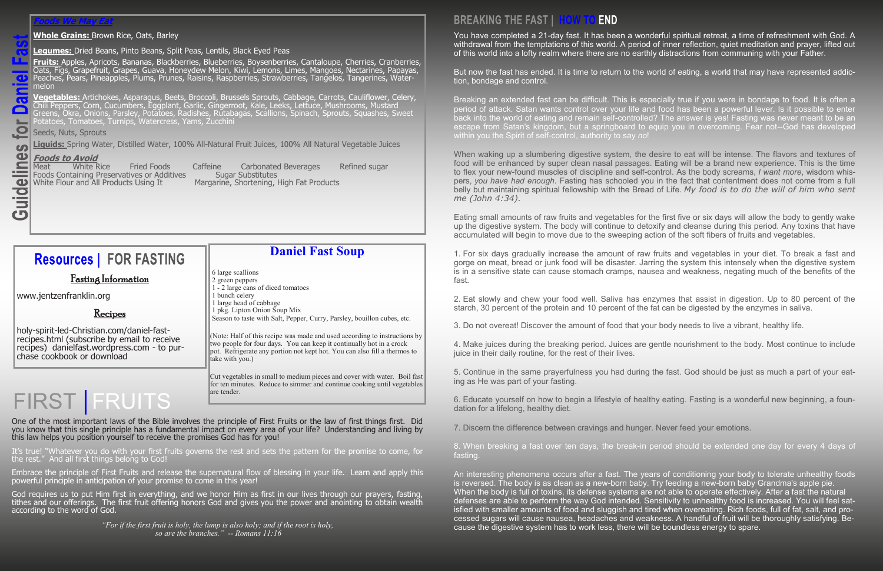# Guidelines for Daniel Fast

***Foods We May Eat***

**Whole Grains:** Brown Rice, Oats, Barley

**Legumes:** Dried Beans, Pinto Beans, Split Peas, Lentils, Black Eyed Peas

**Fruits:** Apples, Apricots, Bananas, Blackberries, Blueberries, Boysenberries, Cantaloupe, Cherries, Cranberries, Oats, Figs, Grapefruit, Grapes, Guava, Honeydew Melon, Kiwi, Lemons, Limes, Mangoes, Nectarines, Papayas, Peaches, Pears, Pineapples, Plums, Prunes, Raisins, Raspberries, Strawberries, Tangelos, Tangerines, Watermelon

**Vegetables:** Artichokes, Asparagus, Beets, Broccoli, Brussels Sprouts, Cabbage, Carrots, Cauliflower, Celery, Chili Peppers, Corn, Cucumbers, Eggplant, Garlic, Gingerroot, Kale, Leeks, Lettuce, Mushrooms, Mustard Greens, Okra, Onions, Parsley, Potatoes, Radishes, Rutabagas, Scallions, Spinach, Sprouts, Squashes, Sweet Potatoes, Tomatoes, Turnips, Watercress, Yams, Zucchini

Seeds, Nuts, Sprouts

**Liquids:** Spring Water, Distilled Water, 100% All-Natural Fruit Juices, 100% All Natural Vegetable Juices

***Foods to Avoid***

Meat, White Rice, Fried Foods, Caffeine, Carbonated Beverages, Refined sugar
Foods Containing Preservatives or Additives, Sugar Substitutes
White Flour and All Products Using It, Margarine, Shortening, High Fat Products

## Resources | FOR FASTING

### Fasting Information

www.jentzenfranklin.org

### Recipes

holy-spirit-led-Christian.com/daniel-fast-recipes.html (subscribe by email to receive recipes) danielfast.wordpress.com - to purchase cookbook or download

## Daniel Fast Soup

6 large scallions
2 green peppers
1 - 2 large cans of diced tomatoes
1 bunch celery
1 large head of cabbage
1 pkg. Lipton Onion Soup Mix
Season to taste with Salt, Pepper, Curry, Parsley, bouillon cubes, etc.

(Note: Half of this recipe was made and used according to instructions by two people for four days. You can keep it continually hot in a crock pot. Refrigerate any portion not kept hot. You can also fill a thermos to take with you.)

Cut vegetables in small to medium pieces and cover with water. Boil fast for ten minutes. Reduce to simmer and continue cooking until vegetables are tender.

## FIRST | FRUITS

One of the most important laws of the Bible involves the principle of First Fruits or the law of first things first. Did you know that this single principle has a fundamental impact on every area of your life? Understanding and living by this law helps you position yourself to receive the promises God has for you!

It's true! "Whatever you do with your first fruits governs the rest and sets the pattern for the promise to come, for the rest." And all first things belong to God!

Embrace the principle of First Fruits and release the supernatural flow of blessing in your life. Learn and apply this powerful principle in anticipation of your promise to come in this year!

God requires us to put Him first in everything, and we honor Him as first in our lives through our prayers, fasting, tithes and our offerings. The first fruit offering honors God and gives you the power and anointing to obtain wealth according to the word of God.

*"For if the first fruit is holy, the lump is also holy; and if the root is holy, so are the branches." -- Romans 11:16*

## BREAKING THE FAST | HOW TO END

You have completed a 21-day fast. It has been a wonderful spiritual retreat, a time of refreshment with God. A withdrawal from the temptations of this world. A period of inner reflection, quiet meditation and prayer, lifted out of this world into a lofty realm where there are no earthly distractions from communing with your Father.

But now the fast has ended. It is time to return to the world of eating, a world that may have represented addiction, bondage and control.

Breaking an extended fast can be difficult. This is especially true if you were in bondage to food. It is often a period of attack. Satan wants control over your life and food has been a powerful lever. Is it possible to enter back into the world of eating and remain self-controlled? The answer is yes! Fasting was never meant to be an escape from Satan's kingdom, but a springboard to equip you in overcoming. Fear not--God has developed within you the Spirit of self-control, authority to say *no*!

When waking up a slumbering digestive system, the desire to eat will be intense. The flavors and textures of food will be enhanced by super clean nasal passages. Eating will be a brand new experience. This is the time to flex your new-found muscles of discipline and self-control. As the body screams, *I want more*, wisdom whispers, *you have had enough*. Fasting has schooled you in the fact that contentment does not come from a full belly but maintaining spiritual fellowship with the Bread of Life. *My food is to do the will of him who sent me (John 4:34).*

Eating small amounts of raw fruits and vegetables for the first five or six days will allow the body to gently wake up the digestive system. The body will continue to detoxify and cleanse during this period. Any toxins that have accumulated will begin to move due to the sweeping action of the soft fibers of fruits and vegetables.

1. For six days gradually increase the amount of raw fruits and vegetables in your diet. To break a fast and gorge on meat, bread or junk food will be disaster. Jarring the system this intensely when the digestive system is in a sensitive state can cause stomach cramps, nausea and weakness, negating much of the benefits of the fast.

2. Eat slowly and chew your food well. Saliva has enzymes that assist in digestion. Up to 80 percent of the starch, 30 percent of the protein and 10 percent of the fat can be digested by the enzymes in saliva.

3. Do not overeat! Discover the amount of food that your body needs to live a vibrant, healthy life.

4. Make juices during the breaking period. Juices are gentle nourishment to the body. Most continue to include juice in their daily routine, for the rest of their lives.

5. Continue in the same prayerfulness you had during the fast. God should be just as much a part of your eating as He was part of your fasting.

6. Educate yourself on how to begin a lifestyle of healthy eating. Fasting is a wonderful new beginning, a foundation for a lifelong, healthy diet.

7. Discern the difference between cravings and hunger. Never feed your emotions.

8. When breaking a fast over ten days, the break-in period should be extended one day for every 4 days of fasting.

An interesting phenomena occurs after a fast. The years of conditioning your body to tolerate unhealthy foods is reversed. The body is as clean as a new-born baby. Try feeding a new-born baby Grandma's apple pie. When the body is full of toxins, its defense systems are not able to operate effectively. After a fast the natural defenses are able to perform the way God intended. Sensitivity to unhealthy food is increased. You will feel satisfied with smaller amounts of food and sluggish and tired when overeating. Rich foods, full of fat, salt, and processed sugars will cause nausea, headaches and weakness. A handful of fruit will be thoroughly satisfying. Because the digestive system has to work less, there will be boundless energy to spare.